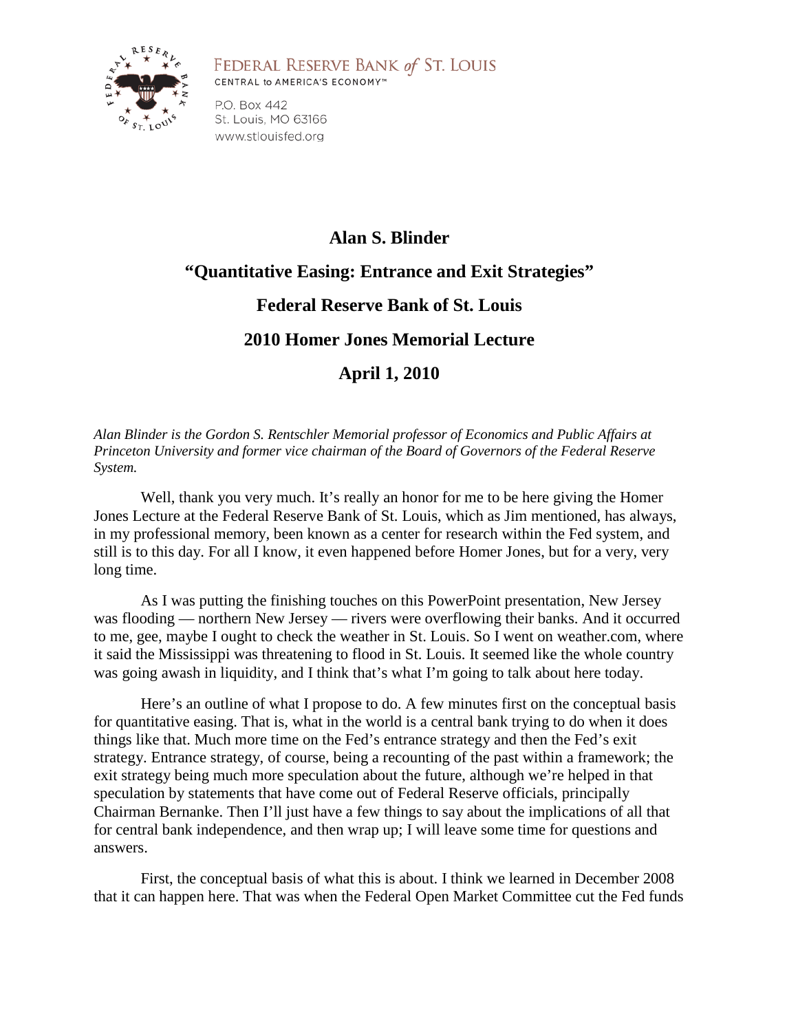FEDERAL RESERVE BANK *of* ST. LOUIS

CENTRAL to AMERICA'S ECONOMY™

P.O. Box 442
St. Louis, MO 63166
www.stlouisfed.org

# Alan S. Blinder

# "Quantitative Easing: Entrance and Exit Strategies"

# Federal Reserve Bank of St. Louis

# 2010 Homer Jones Memorial Lecture

# April 1, 2010

*Alan Blinder is the Gordon S. Rentschler Memorial professor of Economics and Public Affairs at Princeton University and former vice chairman of the Board of Governors of the Federal Reserve System.*

Well, thank you very much. It's really an honor for me to be here giving the Homer Jones Lecture at the Federal Reserve Bank of St. Louis, which as Jim mentioned, has always, in my professional memory, been known as a center for research within the Fed system, and still is to this day. For all I know, it even happened before Homer Jones, but for a very, very long time.

As I was putting the finishing touches on this PowerPoint presentation, New Jersey was flooding — northern New Jersey — rivers were overflowing their banks. And it occurred to me, gee, maybe I ought to check the weather in St. Louis. So I went on weather.com, where it said the Mississippi was threatening to flood in St. Louis. It seemed like the whole country was going awash in liquidity, and I think that's what I'm going to talk about here today.

Here's an outline of what I propose to do. A few minutes first on the conceptual basis for quantitative easing. That is, what in the world is a central bank trying to do when it does things like that. Much more time on the Fed's entrance strategy and then the Fed's exit strategy. Entrance strategy, of course, being a recounting of the past within a framework; the exit strategy being much more speculation about the future, although we're helped in that speculation by statements that have come out of Federal Reserve officials, principally Chairman Bernanke. Then I'll just have a few things to say about the implications of all that for central bank independence, and then wrap up; I will leave some time for questions and answers.

First, the conceptual basis of what this is about. I think we learned in December 2008 that it can happen here. That was when the Federal Open Market Committee cut the Fed funds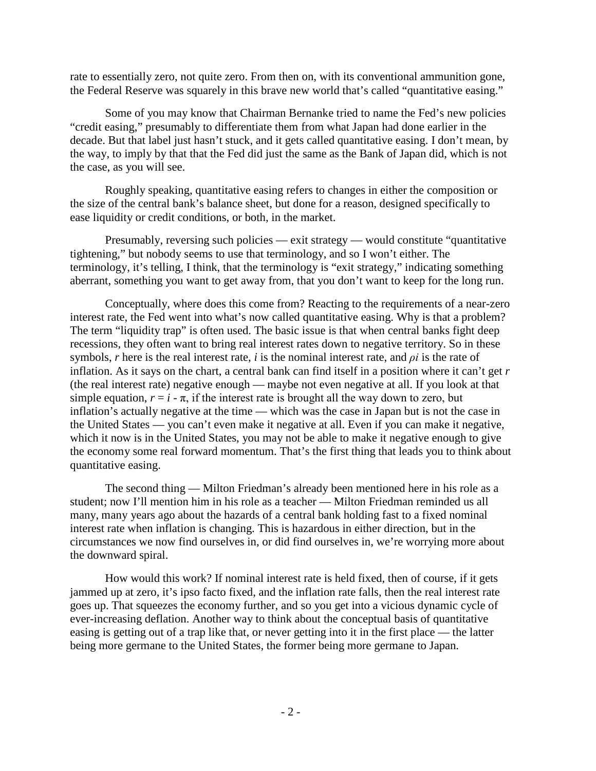rate to essentially zero, not quite zero. From then on, with its conventional ammunition gone, the Federal Reserve was squarely in this brave new world that's called "quantitative easing."

Some of you may know that Chairman Bernanke tried to name the Fed's new policies "credit easing," presumably to differentiate them from what Japan had done earlier in the decade. But that label just hasn't stuck, and it gets called quantitative easing. I don't mean, by the way, to imply by that that the Fed did just the same as the Bank of Japan did, which is not the case, as you will see.

Roughly speaking, quantitative easing refers to changes in either the composition or the size of the central bank's balance sheet, but done for a reason, designed specifically to ease liquidity or credit conditions, or both, in the market.

Presumably, reversing such policies — exit strategy — would constitute "quantitative tightening," but nobody seems to use that terminology, and so I won't either. The terminology, it's telling, I think, that the terminology is "exit strategy," indicating something aberrant, something you want to get away from, that you don't want to keep for the long run.

Conceptually, where does this come from? Reacting to the requirements of a near-zero interest rate, the Fed went into what's now called quantitative easing. Why is that a problem? The term "liquidity trap" is often used. The basic issue is that when central banks fight deep recessions, they often want to bring real interest rates down to negative territory. So in these symbols, $r$ here is the real interest rate, $i$ is the nominal interest rate, and $\rho i$ is the rate of inflation. As it says on the chart, a central bank can find itself in a position where it can't get $r$ (the real interest rate) negative enough — maybe not even negative at all. If you look at that simple equation, $r = i - \pi$, if the interest rate is brought all the way down to zero, but inflation's actually negative at the time — which was the case in Japan but is not the case in the United States — you can't even make it negative at all. Even if you can make it negative, which it now is in the United States, you may not be able to make it negative enough to give the economy some real forward momentum. That's the first thing that leads you to think about quantitative easing.

The second thing — Milton Friedman's already been mentioned here in his role as a student; now I'll mention him in his role as a teacher — Milton Friedman reminded us all many, many years ago about the hazards of a central bank holding fast to a fixed nominal interest rate when inflation is changing. This is hazardous in either direction, but in the circumstances we now find ourselves in, or did find ourselves in, we're worrying more about the downward spiral.

How would this work? If nominal interest rate is held fixed, then of course, if it gets jammed up at zero, it's ipso facto fixed, and the inflation rate falls, then the real interest rate goes up. That squeezes the economy further, and so you get into a vicious dynamic cycle of ever-increasing deflation. Another way to think about the conceptual basis of quantitative easing is getting out of a trap like that, or never getting into it in the first place — the latter being more germane to the United States, the former being more germane to Japan.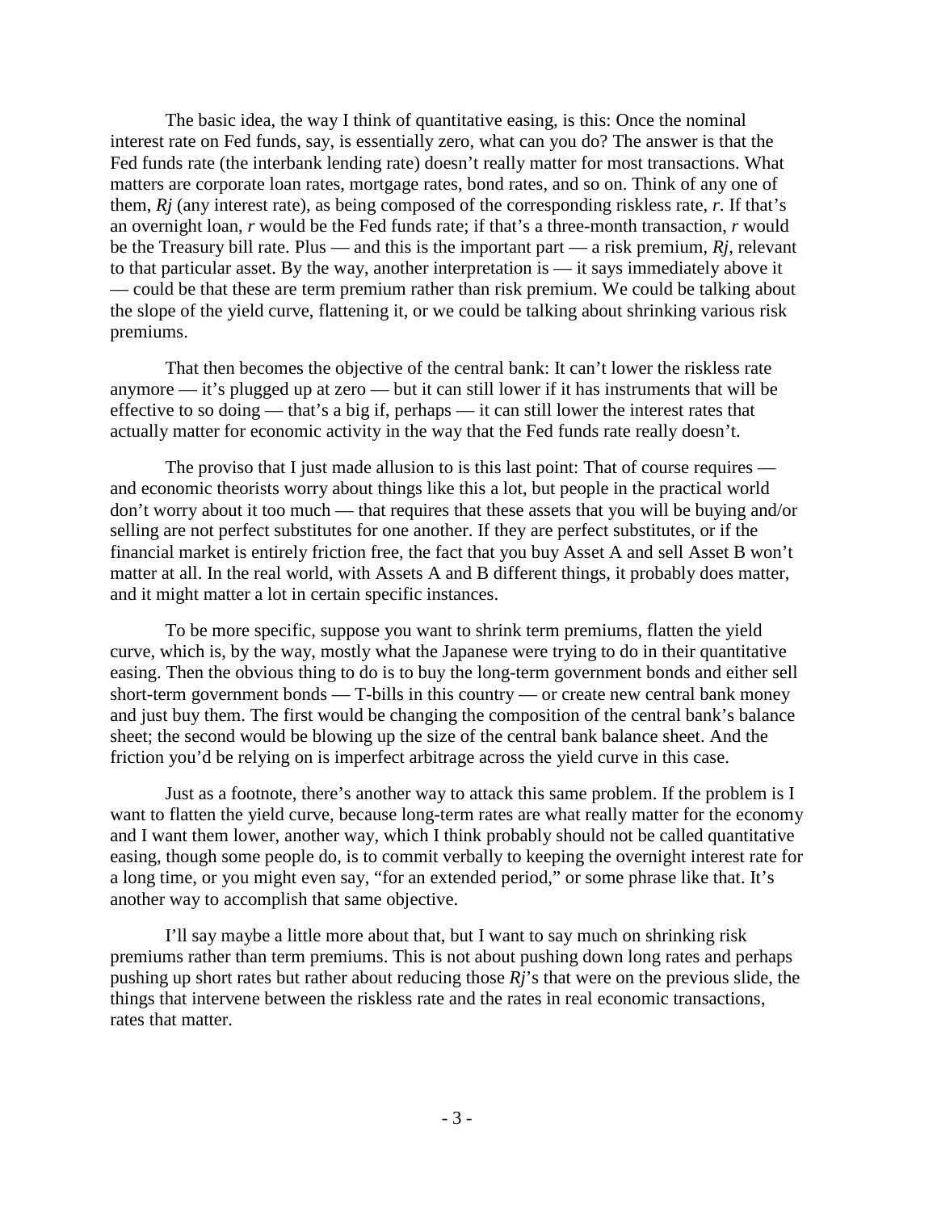The basic idea, the way I think of quantitative easing, is this: Once the nominal interest rate on Fed funds, say, is essentially zero, what can you do? The answer is that the Fed funds rate (the interbank lending rate) doesn't really matter for most transactions. What matters are corporate loan rates, mortgage rates, bond rates, and so on. Think of any one of them, *Rj* (any interest rate), as being composed of the corresponding riskless rate, *r*. If that's an overnight loan, *r* would be the Fed funds rate; if that's a three-month transaction, *r* would be the Treasury bill rate. Plus — and this is the important part — a risk premium, *Rj*, relevant to that particular asset. By the way, another interpretation is — it says immediately above it — could be that these are term premium rather than risk premium. We could be talking about the slope of the yield curve, flattening it, or we could be talking about shrinking various risk premiums.

That then becomes the objective of the central bank: It can't lower the riskless rate anymore — it's plugged up at zero — but it can still lower if it has instruments that will be effective to so doing — that's a big if, perhaps — it can still lower the interest rates that actually matter for economic activity in the way that the Fed funds rate really doesn't.

The proviso that I just made allusion to is this last point: That of course requires — and economic theorists worry about things like this a lot, but people in the practical world don't worry about it too much — that requires that these assets that you will be buying and/or selling are not perfect substitutes for one another. If they are perfect substitutes, or if the financial market is entirely friction free, the fact that you buy Asset A and sell Asset B won't matter at all. In the real world, with Assets A and B different things, it probably does matter, and it might matter a lot in certain specific instances.

To be more specific, suppose you want to shrink term premiums, flatten the yield curve, which is, by the way, mostly what the Japanese were trying to do in their quantitative easing. Then the obvious thing to do is to buy the long-term government bonds and either sell short-term government bonds — T-bills in this country — or create new central bank money and just buy them. The first would be changing the composition of the central bank's balance sheet; the second would be blowing up the size of the central bank balance sheet. And the friction you'd be relying on is imperfect arbitrage across the yield curve in this case.

Just as a footnote, there's another way to attack this same problem. If the problem is I want to flatten the yield curve, because long-term rates are what really matter for the economy and I want them lower, another way, which I think probably should not be called quantitative easing, though some people do, is to commit verbally to keeping the overnight interest rate for a long time, or you might even say, "for an extended period," or some phrase like that. It's another way to accomplish that same objective.

I'll say maybe a little more about that, but I want to say much on shrinking risk premiums rather than term premiums. This is not about pushing down long rates and perhaps pushing up short rates but rather about reducing those *Rj*'s that were on the previous slide, the things that intervene between the riskless rate and the rates in real economic transactions, rates that matter.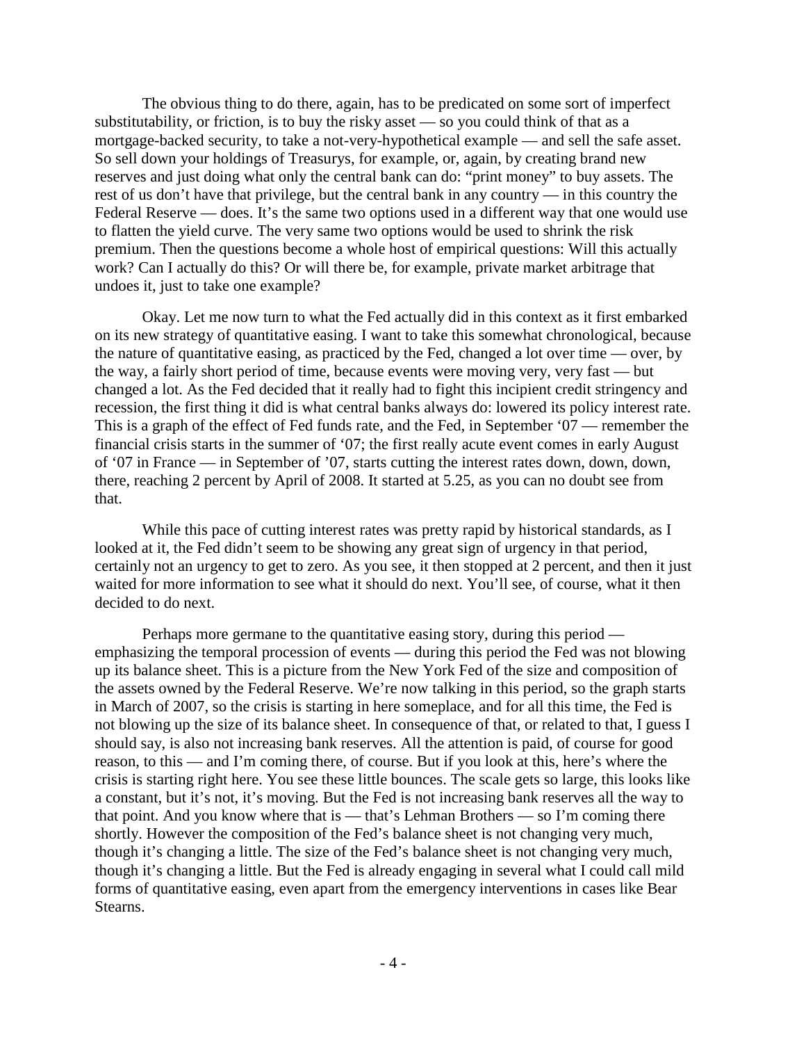The obvious thing to do there, again, has to be predicated on some sort of imperfect substitutability, or friction, is to buy the risky asset — so you could think of that as a mortgage-backed security, to take a not-very-hypothetical example — and sell the safe asset. So sell down your holdings of Treasurys, for example, or, again, by creating brand new reserves and just doing what only the central bank can do: "print money" to buy assets. The rest of us don't have that privilege, but the central bank in any country — in this country the Federal Reserve — does. It's the same two options used in a different way that one would use to flatten the yield curve. The very same two options would be used to shrink the risk premium. Then the questions become a whole host of empirical questions: Will this actually work? Can I actually do this? Or will there be, for example, private market arbitrage that undoes it, just to take one example?

Okay. Let me now turn to what the Fed actually did in this context as it first embarked on its new strategy of quantitative easing. I want to take this somewhat chronological, because the nature of quantitative easing, as practiced by the Fed, changed a lot over time — over, by the way, a fairly short period of time, because events were moving very, very fast — but changed a lot. As the Fed decided that it really had to fight this incipient credit stringency and recession, the first thing it did is what central banks always do: lowered its policy interest rate. This is a graph of the effect of Fed funds rate, and the Fed, in September '07 — remember the financial crisis starts in the summer of '07; the first really acute event comes in early August of '07 in France — in September of '07, starts cutting the interest rates down, down, down, there, reaching 2 percent by April of 2008. It started at 5.25, as you can no doubt see from that.

While this pace of cutting interest rates was pretty rapid by historical standards, as I looked at it, the Fed didn't seem to be showing any great sign of urgency in that period, certainly not an urgency to get to zero. As you see, it then stopped at 2 percent, and then it just waited for more information to see what it should do next. You'll see, of course, what it then decided to do next.

Perhaps more germane to the quantitative easing story, during this period — emphasizing the temporal procession of events — during this period the Fed was not blowing up its balance sheet. This is a picture from the New York Fed of the size and composition of the assets owned by the Federal Reserve. We're now talking in this period, so the graph starts in March of 2007, so the crisis is starting in here someplace, and for all this time, the Fed is not blowing up the size of its balance sheet. In consequence of that, or related to that, I guess I should say, is also not increasing bank reserves. All the attention is paid, of course for good reason, to this — and I'm coming there, of course. But if you look at this, here's where the crisis is starting right here. You see these little bounces. The scale gets so large, this looks like a constant, but it's not, it's moving. But the Fed is not increasing bank reserves all the way to that point. And you know where that is — that's Lehman Brothers — so I'm coming there shortly. However the composition of the Fed's balance sheet is not changing very much, though it's changing a little. The size of the Fed's balance sheet is not changing very much, though it's changing a little. But the Fed is already engaging in several what I could call mild forms of quantitative easing, even apart from the emergency interventions in cases like Bear Stearns.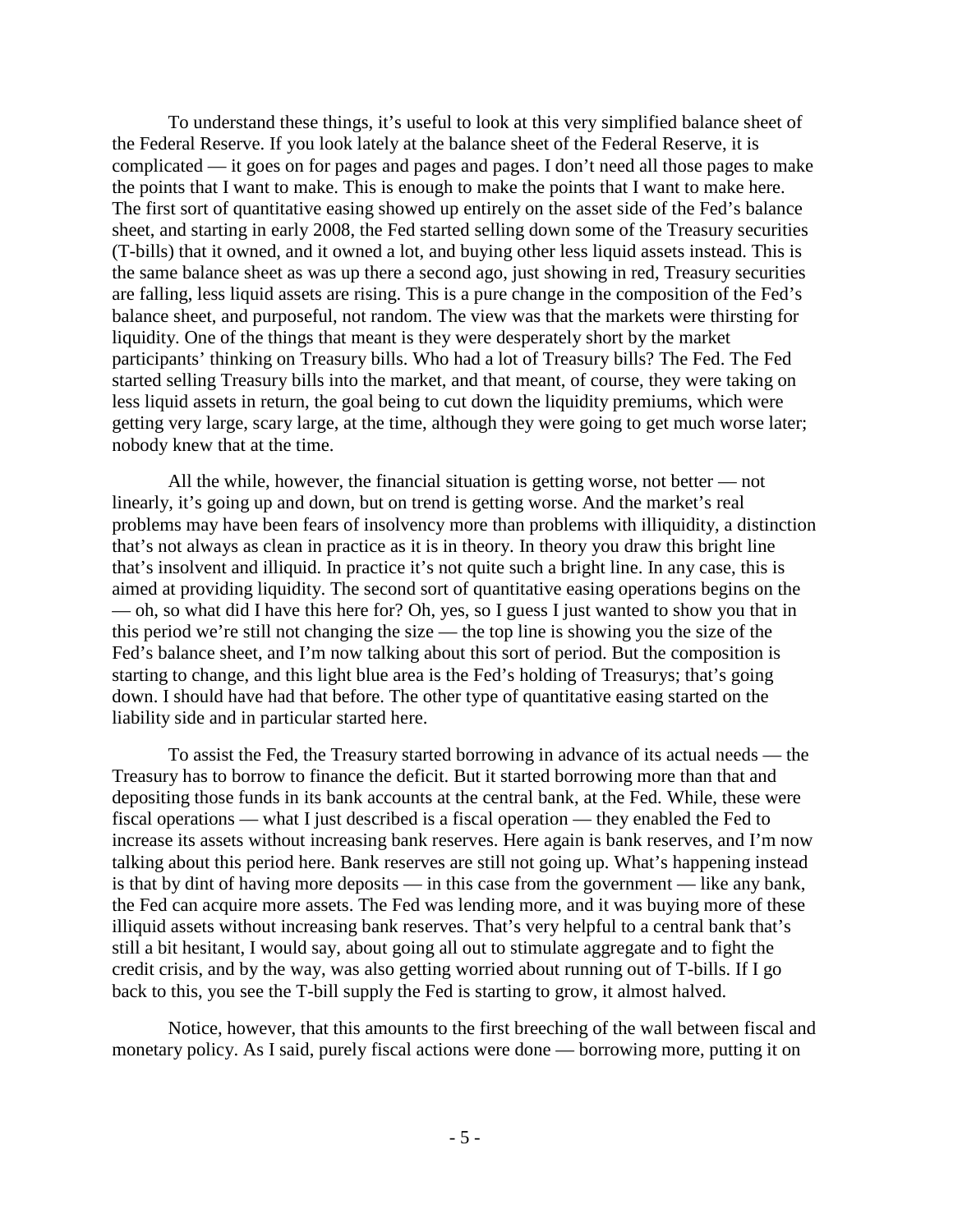To understand these things, it's useful to look at this very simplified balance sheet of the Federal Reserve. If you look lately at the balance sheet of the Federal Reserve, it is complicated — it goes on for pages and pages and pages. I don't need all those pages to make the points that I want to make. This is enough to make the points that I want to make here. The first sort of quantitative easing showed up entirely on the asset side of the Fed's balance sheet, and starting in early 2008, the Fed started selling down some of the Treasury securities (T-bills) that it owned, and it owned a lot, and buying other less liquid assets instead. This is the same balance sheet as was up there a second ago, just showing in red, Treasury securities are falling, less liquid assets are rising. This is a pure change in the composition of the Fed's balance sheet, and purposeful, not random. The view was that the markets were thirsting for liquidity. One of the things that meant is they were desperately short by the market participants' thinking on Treasury bills. Who had a lot of Treasury bills? The Fed. The Fed started selling Treasury bills into the market, and that meant, of course, they were taking on less liquid assets in return, the goal being to cut down the liquidity premiums, which were getting very large, scary large, at the time, although they were going to get much worse later; nobody knew that at the time.

All the while, however, the financial situation is getting worse, not better — not linearly, it's going up and down, but on trend is getting worse. And the market's real problems may have been fears of insolvency more than problems with illiquidity, a distinction that's not always as clean in practice as it is in theory. In theory you draw this bright line that's insolvent and illiquid. In practice it's not quite such a bright line. In any case, this is aimed at providing liquidity. The second sort of quantitative easing operations begins on the — oh, so what did I have this here for? Oh, yes, so I guess I just wanted to show you that in this period we're still not changing the size — the top line is showing you the size of the Fed's balance sheet, and I'm now talking about this sort of period. But the composition is starting to change, and this light blue area is the Fed's holding of Treasurys; that's going down. I should have had that before. The other type of quantitative easing started on the liability side and in particular started here.

To assist the Fed, the Treasury started borrowing in advance of its actual needs — the Treasury has to borrow to finance the deficit. But it started borrowing more than that and depositing those funds in its bank accounts at the central bank, at the Fed. While, these were fiscal operations — what I just described is a fiscal operation — they enabled the Fed to increase its assets without increasing bank reserves. Here again is bank reserves, and I'm now talking about this period here. Bank reserves are still not going up. What's happening instead is that by dint of having more deposits — in this case from the government — like any bank, the Fed can acquire more assets. The Fed was lending more, and it was buying more of these illiquid assets without increasing bank reserves. That's very helpful to a central bank that's still a bit hesitant, I would say, about going all out to stimulate aggregate and to fight the credit crisis, and by the way, was also getting worried about running out of T-bills. If I go back to this, you see the T-bill supply the Fed is starting to grow, it almost halved.

Notice, however, that this amounts to the first breeching of the wall between fiscal and monetary policy. As I said, purely fiscal actions were done — borrowing more, putting it on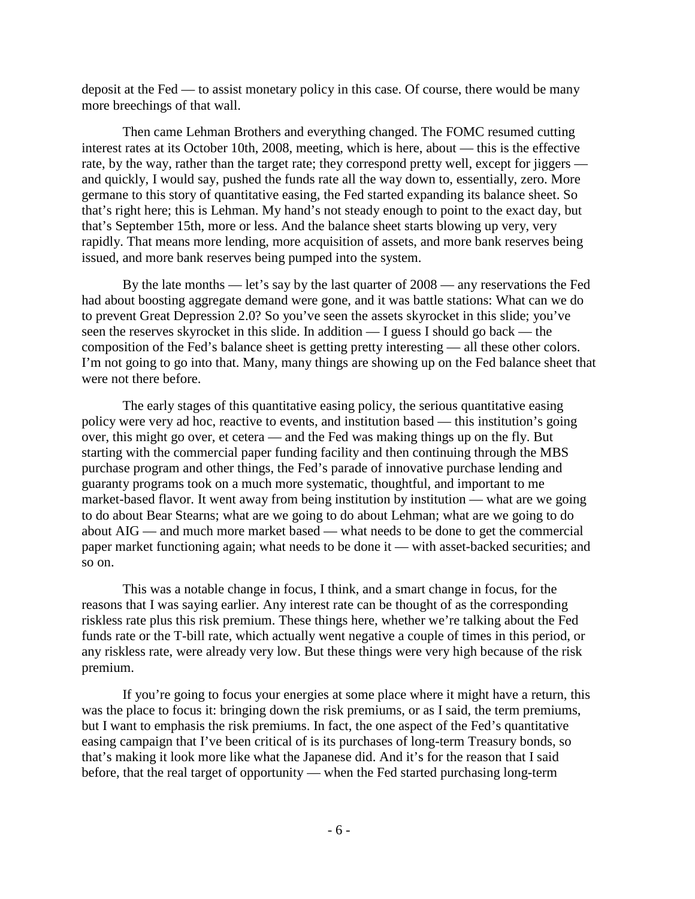deposit at the Fed — to assist monetary policy in this case. Of course, there would be many more breechings of that wall.

Then came Lehman Brothers and everything changed. The FOMC resumed cutting interest rates at its October 10th, 2008, meeting, which is here, about — this is the effective rate, by the way, rather than the target rate; they correspond pretty well, except for jiggers — and quickly, I would say, pushed the funds rate all the way down to, essentially, zero. More germane to this story of quantitative easing, the Fed started expanding its balance sheet. So that's right here; this is Lehman. My hand's not steady enough to point to the exact day, but that's September 15th, more or less. And the balance sheet starts blowing up very, very rapidly. That means more lending, more acquisition of assets, and more bank reserves being issued, and more bank reserves being pumped into the system.

By the late months — let's say by the last quarter of 2008 — any reservations the Fed had about boosting aggregate demand were gone, and it was battle stations: What can we do to prevent Great Depression 2.0? So you've seen the assets skyrocket in this slide; you've seen the reserves skyrocket in this slide. In addition — I guess I should go back — the composition of the Fed's balance sheet is getting pretty interesting — all these other colors. I'm not going to go into that. Many, many things are showing up on the Fed balance sheet that were not there before.

The early stages of this quantitative easing policy, the serious quantitative easing policy were very ad hoc, reactive to events, and institution based — this institution's going over, this might go over, et cetera — and the Fed was making things up on the fly. But starting with the commercial paper funding facility and then continuing through the MBS purchase program and other things, the Fed's parade of innovative purchase lending and guaranty programs took on a much more systematic, thoughtful, and important to me market-based flavor. It went away from being institution by institution — what are we going to do about Bear Stearns; what are we going to do about Lehman; what are we going to do about AIG — and much more market based — what needs to be done to get the commercial paper market functioning again; what needs to be done it — with asset-backed securities; and so on.

This was a notable change in focus, I think, and a smart change in focus, for the reasons that I was saying earlier. Any interest rate can be thought of as the corresponding riskless rate plus this risk premium. These things here, whether we're talking about the Fed funds rate or the T-bill rate, which actually went negative a couple of times in this period, or any riskless rate, were already very low. But these things were very high because of the risk premium.

If you're going to focus your energies at some place where it might have a return, this was the place to focus it: bringing down the risk premiums, or as I said, the term premiums, but I want to emphasis the risk premiums. In fact, the one aspect of the Fed's quantitative easing campaign that I've been critical of is its purchases of long-term Treasury bonds, so that's making it look more like what the Japanese did. And it's for the reason that I said before, that the real target of opportunity — when the Fed started purchasing long-term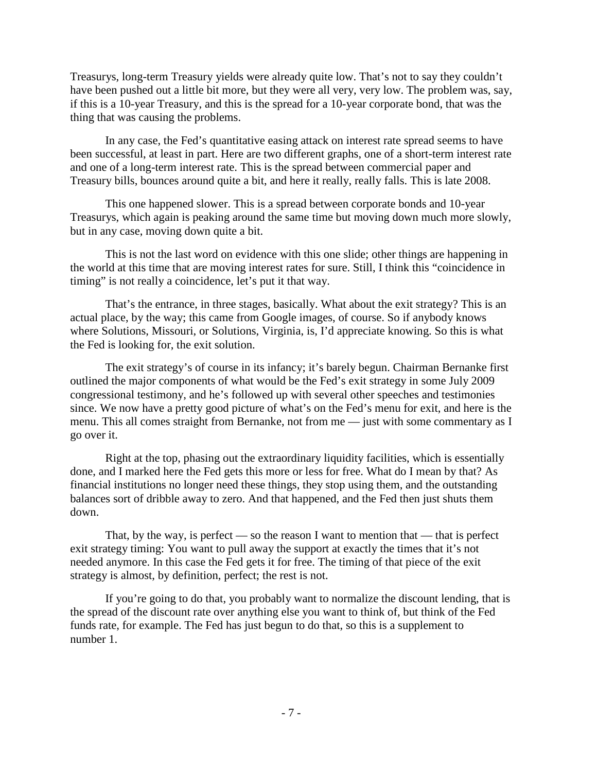Treasurys, long-term Treasury yields were already quite low. That's not to say they couldn't have been pushed out a little bit more, but they were all very, very low. The problem was, say, if this is a 10-year Treasury, and this is the spread for a 10-year corporate bond, that was the thing that was causing the problems.

In any case, the Fed's quantitative easing attack on interest rate spread seems to have been successful, at least in part. Here are two different graphs, one of a short-term interest rate and one of a long-term interest rate. This is the spread between commercial paper and Treasury bills, bounces around quite a bit, and here it really, really falls. This is late 2008.

This one happened slower. This is a spread between corporate bonds and 10-year Treasurys, which again is peaking around the same time but moving down much more slowly, but in any case, moving down quite a bit.

This is not the last word on evidence with this one slide; other things are happening in the world at this time that are moving interest rates for sure. Still, I think this "coincidence in timing" is not really a coincidence, let's put it that way.

That's the entrance, in three stages, basically. What about the exit strategy? This is an actual place, by the way; this came from Google images, of course. So if anybody knows where Solutions, Missouri, or Solutions, Virginia, is, I'd appreciate knowing. So this is what the Fed is looking for, the exit solution.

The exit strategy's of course in its infancy; it's barely begun. Chairman Bernanke first outlined the major components of what would be the Fed's exit strategy in some July 2009 congressional testimony, and he's followed up with several other speeches and testimonies since. We now have a pretty good picture of what's on the Fed's menu for exit, and here is the menu. This all comes straight from Bernanke, not from me — just with some commentary as I go over it.

Right at the top, phasing out the extraordinary liquidity facilities, which is essentially done, and I marked here the Fed gets this more or less for free. What do I mean by that? As financial institutions no longer need these things, they stop using them, and the outstanding balances sort of dribble away to zero. And that happened, and the Fed then just shuts them down.

That, by the way, is perfect — so the reason I want to mention that — that is perfect exit strategy timing: You want to pull away the support at exactly the times that it's not needed anymore. In this case the Fed gets it for free. The timing of that piece of the exit strategy is almost, by definition, perfect; the rest is not.

If you're going to do that, you probably want to normalize the discount lending, that is the spread of the discount rate over anything else you want to think of, but think of the Fed funds rate, for example. The Fed has just begun to do that, so this is a supplement to number 1.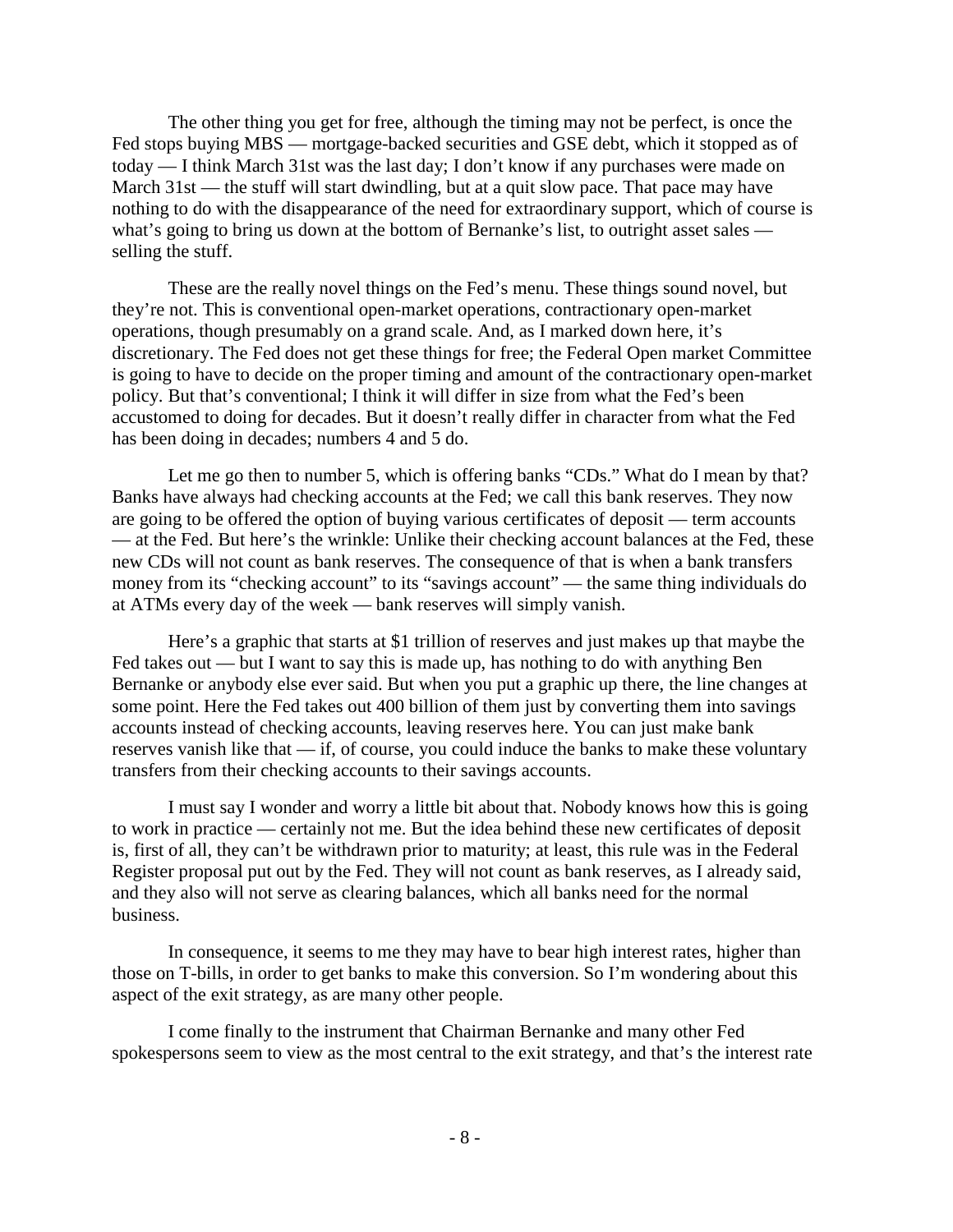The other thing you get for free, although the timing may not be perfect, is once the Fed stops buying MBS — mortgage-backed securities and GSE debt, which it stopped as of today — I think March 31st was the last day; I don't know if any purchases were made on March 31st — the stuff will start dwindling, but at a quit slow pace. That pace may have nothing to do with the disappearance of the need for extraordinary support, which of course is what's going to bring us down at the bottom of Bernanke's list, to outright asset sales — selling the stuff.

These are the really novel things on the Fed's menu. These things sound novel, but they're not. This is conventional open-market operations, contractionary open-market operations, though presumably on a grand scale. And, as I marked down here, it's discretionary. The Fed does not get these things for free; the Federal Open market Committee is going to have to decide on the proper timing and amount of the contractionary open-market policy. But that's conventional; I think it will differ in size from what the Fed's been accustomed to doing for decades. But it doesn't really differ in character from what the Fed has been doing in decades; numbers 4 and 5 do.

Let me go then to number 5, which is offering banks "CDs." What do I mean by that? Banks have always had checking accounts at the Fed; we call this bank reserves. They now are going to be offered the option of buying various certificates of deposit — term accounts — at the Fed. But here's the wrinkle: Unlike their checking account balances at the Fed, these new CDs will not count as bank reserves. The consequence of that is when a bank transfers money from its "checking account" to its "savings account" — the same thing individuals do at ATMs every day of the week — bank reserves will simply vanish.

Here's a graphic that starts at $1 trillion of reserves and just makes up that maybe the Fed takes out — but I want to say this is made up, has nothing to do with anything Ben Bernanke or anybody else ever said. But when you put a graphic up there, the line changes at some point. Here the Fed takes out 400 billion of them just by converting them into savings accounts instead of checking accounts, leaving reserves here. You can just make bank reserves vanish like that — if, of course, you could induce the banks to make these voluntary transfers from their checking accounts to their savings accounts.

I must say I wonder and worry a little bit about that. Nobody knows how this is going to work in practice — certainly not me. But the idea behind these new certificates of deposit is, first of all, they can't be withdrawn prior to maturity; at least, this rule was in the Federal Register proposal put out by the Fed. They will not count as bank reserves, as I already said, and they also will not serve as clearing balances, which all banks need for the normal business.

In consequence, it seems to me they may have to bear high interest rates, higher than those on T-bills, in order to get banks to make this conversion. So I'm wondering about this aspect of the exit strategy, as are many other people.

I come finally to the instrument that Chairman Bernanke and many other Fed spokespersons seem to view as the most central to the exit strategy, and that's the interest rate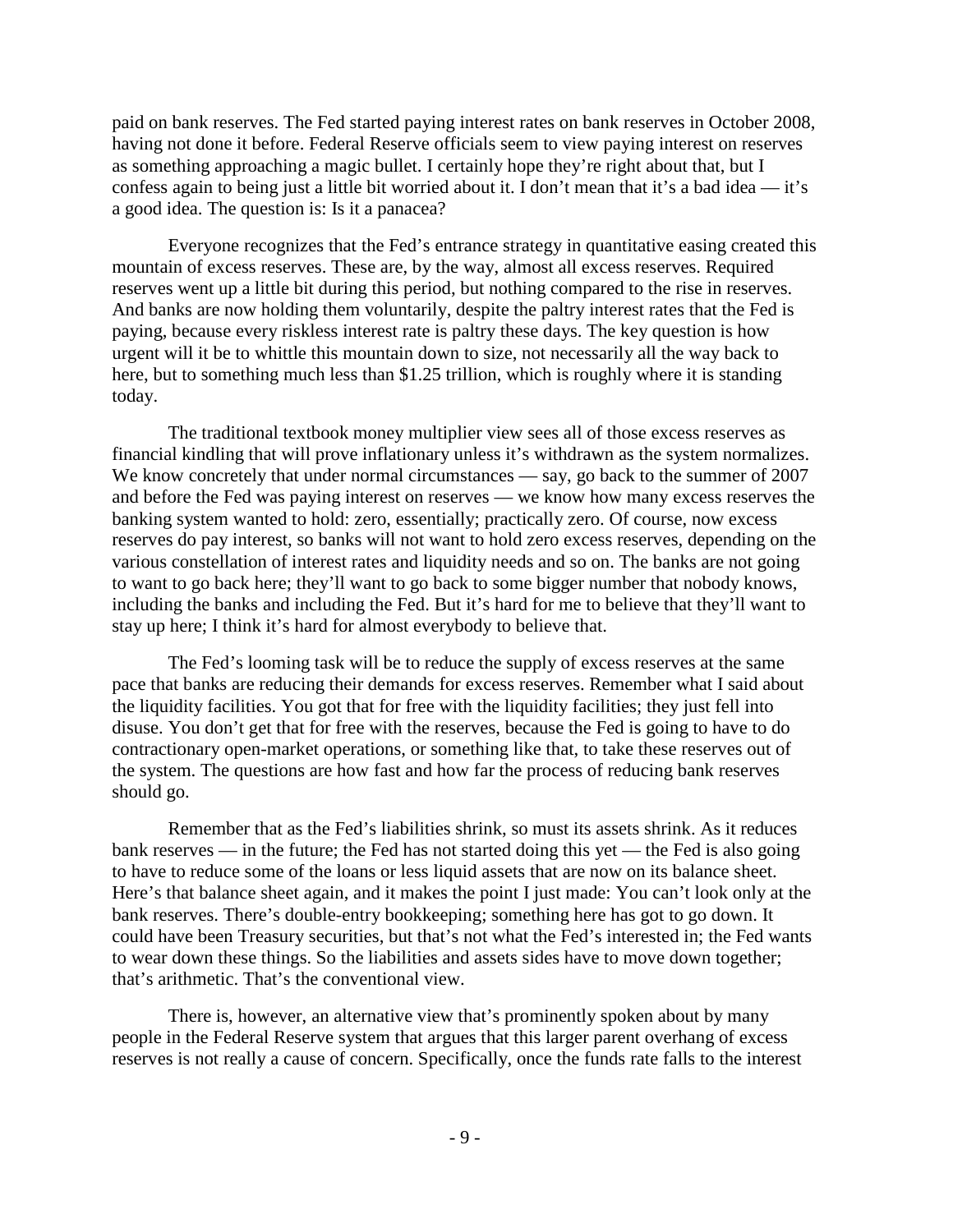paid on bank reserves. The Fed started paying interest rates on bank reserves in October 2008, having not done it before. Federal Reserve officials seem to view paying interest on reserves as something approaching a magic bullet. I certainly hope they're right about that, but I confess again to being just a little bit worried about it. I don't mean that it's a bad idea — it's a good idea. The question is: Is it a panacea?

Everyone recognizes that the Fed's entrance strategy in quantitative easing created this mountain of excess reserves. These are, by the way, almost all excess reserves. Required reserves went up a little bit during this period, but nothing compared to the rise in reserves. And banks are now holding them voluntarily, despite the paltry interest rates that the Fed is paying, because every riskless interest rate is paltry these days. The key question is how urgent will it be to whittle this mountain down to size, not necessarily all the way back to here, but to something much less than $1.25 trillion, which is roughly where it is standing today.

The traditional textbook money multiplier view sees all of those excess reserves as financial kindling that will prove inflationary unless it's withdrawn as the system normalizes. We know concretely that under normal circumstances — say, go back to the summer of 2007 and before the Fed was paying interest on reserves — we know how many excess reserves the banking system wanted to hold: zero, essentially; practically zero. Of course, now excess reserves do pay interest, so banks will not want to hold zero excess reserves, depending on the various constellation of interest rates and liquidity needs and so on. The banks are not going to want to go back here; they'll want to go back to some bigger number that nobody knows, including the banks and including the Fed. But it's hard for me to believe that they'll want to stay up here; I think it's hard for almost everybody to believe that.

The Fed's looming task will be to reduce the supply of excess reserves at the same pace that banks are reducing their demands for excess reserves. Remember what I said about the liquidity facilities. You got that for free with the liquidity facilities; they just fell into disuse. You don't get that for free with the reserves, because the Fed is going to have to do contractionary open-market operations, or something like that, to take these reserves out of the system. The questions are how fast and how far the process of reducing bank reserves should go.

Remember that as the Fed's liabilities shrink, so must its assets shrink. As it reduces bank reserves — in the future; the Fed has not started doing this yet — the Fed is also going to have to reduce some of the loans or less liquid assets that are now on its balance sheet. Here's that balance sheet again, and it makes the point I just made: You can't look only at the bank reserves. There's double-entry bookkeeping; something here has got to go down. It could have been Treasury securities, but that's not what the Fed's interested in; the Fed wants to wear down these things. So the liabilities and assets sides have to move down together; that's arithmetic. That's the conventional view.

There is, however, an alternative view that's prominently spoken about by many people in the Federal Reserve system that argues that this larger parent overhang of excess reserves is not really a cause of concern. Specifically, once the funds rate falls to the interest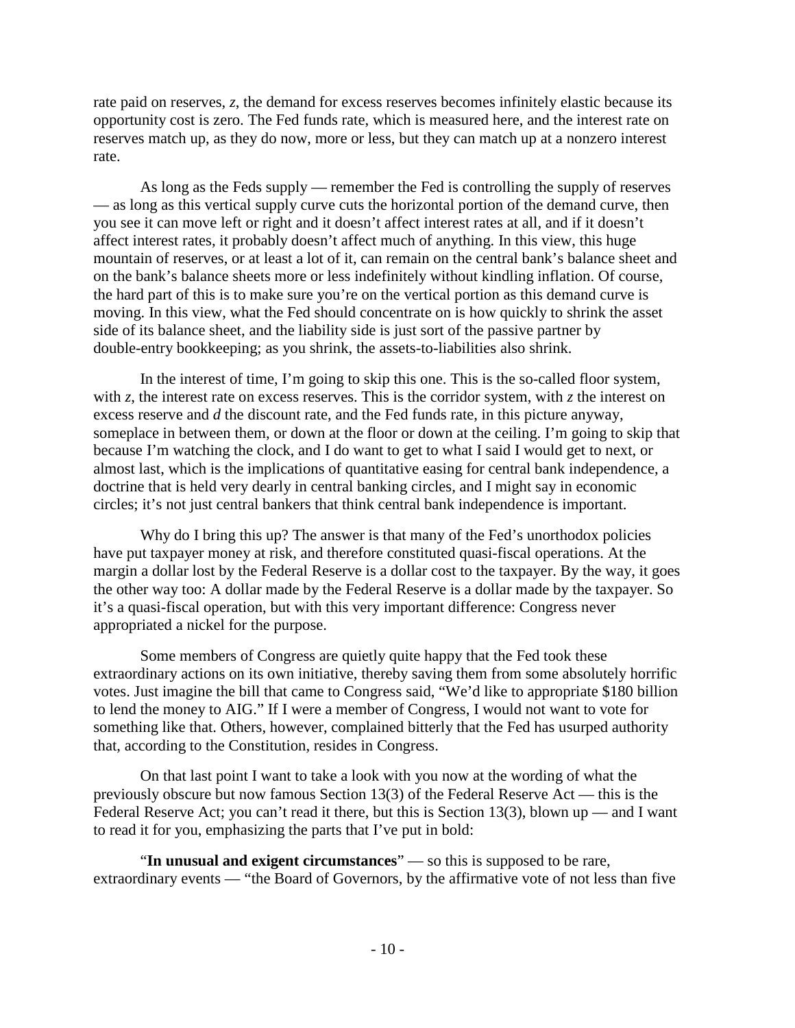rate paid on reserves, $z$, the demand for excess reserves becomes infinitely elastic because its opportunity cost is zero. The Fed funds rate, which is measured here, and the interest rate on reserves match up, as they do now, more or less, but they can match up at a nonzero interest rate.

As long as the Feds supply — remember the Fed is controlling the supply of reserves — as long as this vertical supply curve cuts the horizontal portion of the demand curve, then you see it can move left or right and it doesn't affect interest rates at all, and if it doesn't affect interest rates, it probably doesn't affect much of anything. In this view, this huge mountain of reserves, or at least a lot of it, can remain on the central bank's balance sheet and on the bank's balance sheets more or less indefinitely without kindling inflation. Of course, the hard part of this is to make sure you're on the vertical portion as this demand curve is moving. In this view, what the Fed should concentrate on is how quickly to shrink the asset side of its balance sheet, and the liability side is just sort of the passive partner by double-entry bookkeeping; as you shrink, the assets-to-liabilities also shrink.

In the interest of time, I'm going to skip this one. This is the so-called floor system, with $z$, the interest rate on excess reserves. This is the corridor system, with $z$ the interest on excess reserve and $d$ the discount rate, and the Fed funds rate, in this picture anyway, someplace in between them, or down at the floor or down at the ceiling. I'm going to skip that because I'm watching the clock, and I do want to get to what I said I would get to next, or almost last, which is the implications of quantitative easing for central bank independence, a doctrine that is held very dearly in central banking circles, and I might say in economic circles; it's not just central bankers that think central bank independence is important.

Why do I bring this up? The answer is that many of the Fed's unorthodox policies have put taxpayer money at risk, and therefore constituted quasi-fiscal operations. At the margin a dollar lost by the Federal Reserve is a dollar cost to the taxpayer. By the way, it goes the other way too: A dollar made by the Federal Reserve is a dollar made by the taxpayer. So it's a quasi-fiscal operation, but with this very important difference: Congress never appropriated a nickel for the purpose.

Some members of Congress are quietly quite happy that the Fed took these extraordinary actions on its own initiative, thereby saving them from some absolutely horrific votes. Just imagine the bill that came to Congress said, "We'd like to appropriate \$180 billion to lend the money to AIG." If I were a member of Congress, I would not want to vote for something like that. Others, however, complained bitterly that the Fed has usurped authority that, according to the Constitution, resides in Congress.

On that last point I want to take a look with you now at the wording of what the previously obscure but now famous Section 13(3) of the Federal Reserve Act — this is the Federal Reserve Act; you can't read it there, but this is Section 13(3), blown up — and I want to read it for you, emphasizing the parts that I've put in bold:

"**In unusual and exigent circumstances**" — so this is supposed to be rare, extraordinary events — "the Board of Governors, by the affirmative vote of not less than five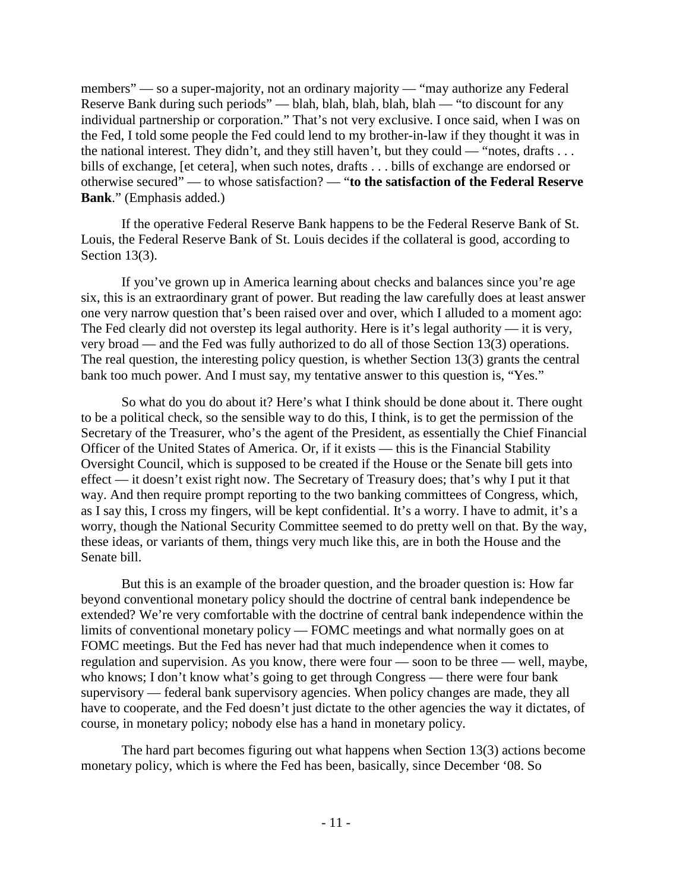members" — so a super-majority, not an ordinary majority — "may authorize any Federal Reserve Bank during such periods" — blah, blah, blah, blah, blah — "to discount for any individual partnership or corporation." That's not very exclusive. I once said, when I was on the Fed, I told some people the Fed could lend to my brother-in-law if they thought it was in the national interest. They didn't, and they still haven't, but they could — "notes, drafts . . . bills of exchange, [et cetera], when such notes, drafts . . . bills of exchange are endorsed or otherwise secured" — to whose satisfaction? — "**to the satisfaction of the Federal Reserve Bank**." (Emphasis added.)

If the operative Federal Reserve Bank happens to be the Federal Reserve Bank of St. Louis, the Federal Reserve Bank of St. Louis decides if the collateral is good, according to Section 13(3).

If you've grown up in America learning about checks and balances since you're age six, this is an extraordinary grant of power. But reading the law carefully does at least answer one very narrow question that's been raised over and over, which I alluded to a moment ago: The Fed clearly did not overstep its legal authority. Here is it's legal authority — it is very, very broad — and the Fed was fully authorized to do all of those Section 13(3) operations. The real question, the interesting policy question, is whether Section 13(3) grants the central bank too much power. And I must say, my tentative answer to this question is, "Yes."

So what do you do about it? Here's what I think should be done about it. There ought to be a political check, so the sensible way to do this, I think, is to get the permission of the Secretary of the Treasurer, who's the agent of the President, as essentially the Chief Financial Officer of the United States of America. Or, if it exists — this is the Financial Stability Oversight Council, which is supposed to be created if the House or the Senate bill gets into effect — it doesn't exist right now. The Secretary of Treasury does; that's why I put it that way. And then require prompt reporting to the two banking committees of Congress, which, as I say this, I cross my fingers, will be kept confidential. It's a worry. I have to admit, it's a worry, though the National Security Committee seemed to do pretty well on that. By the way, these ideas, or variants of them, things very much like this, are in both the House and the Senate bill.

But this is an example of the broader question, and the broader question is: How far beyond conventional monetary policy should the doctrine of central bank independence be extended? We're very comfortable with the doctrine of central bank independence within the limits of conventional monetary policy — FOMC meetings and what normally goes on at FOMC meetings. But the Fed has never had that much independence when it comes to regulation and supervision. As you know, there were four — soon to be three — well, maybe, who knows; I don't know what's going to get through Congress — there were four bank supervisory — federal bank supervisory agencies. When policy changes are made, they all have to cooperate, and the Fed doesn't just dictate to the other agencies the way it dictates, of course, in monetary policy; nobody else has a hand in monetary policy.

The hard part becomes figuring out what happens when Section 13(3) actions become monetary policy, which is where the Fed has been, basically, since December '08. So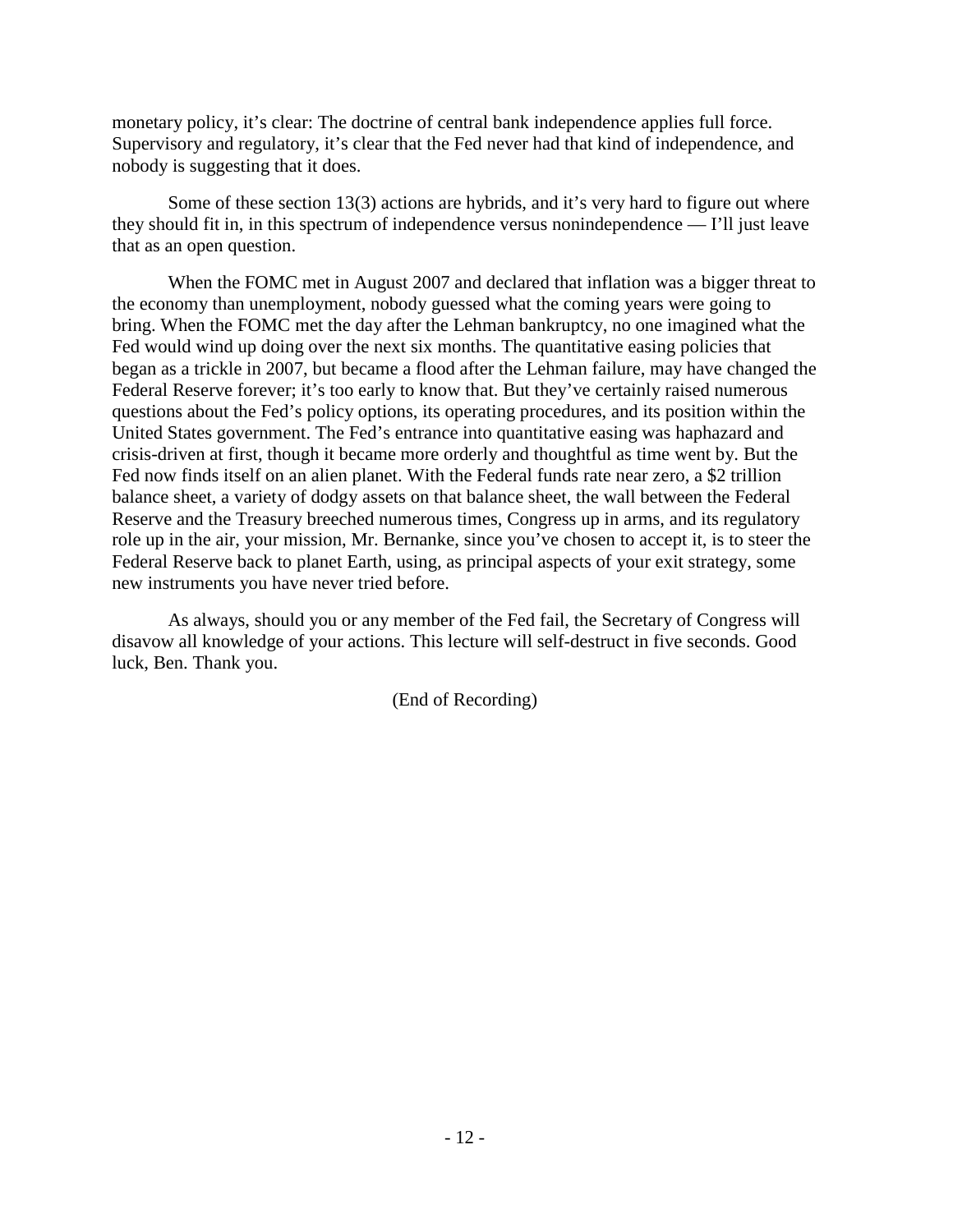monetary policy, it's clear: The doctrine of central bank independence applies full force. Supervisory and regulatory, it's clear that the Fed never had that kind of independence, and nobody is suggesting that it does.

Some of these section 13(3) actions are hybrids, and it's very hard to figure out where they should fit in, in this spectrum of independence versus nonindependence — I'll just leave that as an open question.

When the FOMC met in August 2007 and declared that inflation was a bigger threat to the economy than unemployment, nobody guessed what the coming years were going to bring. When the FOMC met the day after the Lehman bankruptcy, no one imagined what the Fed would wind up doing over the next six months. The quantitative easing policies that began as a trickle in 2007, but became a flood after the Lehman failure, may have changed the Federal Reserve forever; it's too early to know that. But they've certainly raised numerous questions about the Fed's policy options, its operating procedures, and its position within the United States government. The Fed's entrance into quantitative easing was haphazard and crisis-driven at first, though it became more orderly and thoughtful as time went by. But the Fed now finds itself on an alien planet. With the Federal funds rate near zero, a $2 trillion balance sheet, a variety of dodgy assets on that balance sheet, the wall between the Federal Reserve and the Treasury breeched numerous times, Congress up in arms, and its regulatory role up in the air, your mission, Mr. Bernanke, since you've chosen to accept it, is to steer the Federal Reserve back to planet Earth, using, as principal aspects of your exit strategy, some new instruments you have never tried before.

As always, should you or any member of the Fed fail, the Secretary of Congress will disavow all knowledge of your actions. This lecture will self-destruct in five seconds. Good luck, Ben. Thank you.

(End of Recording)